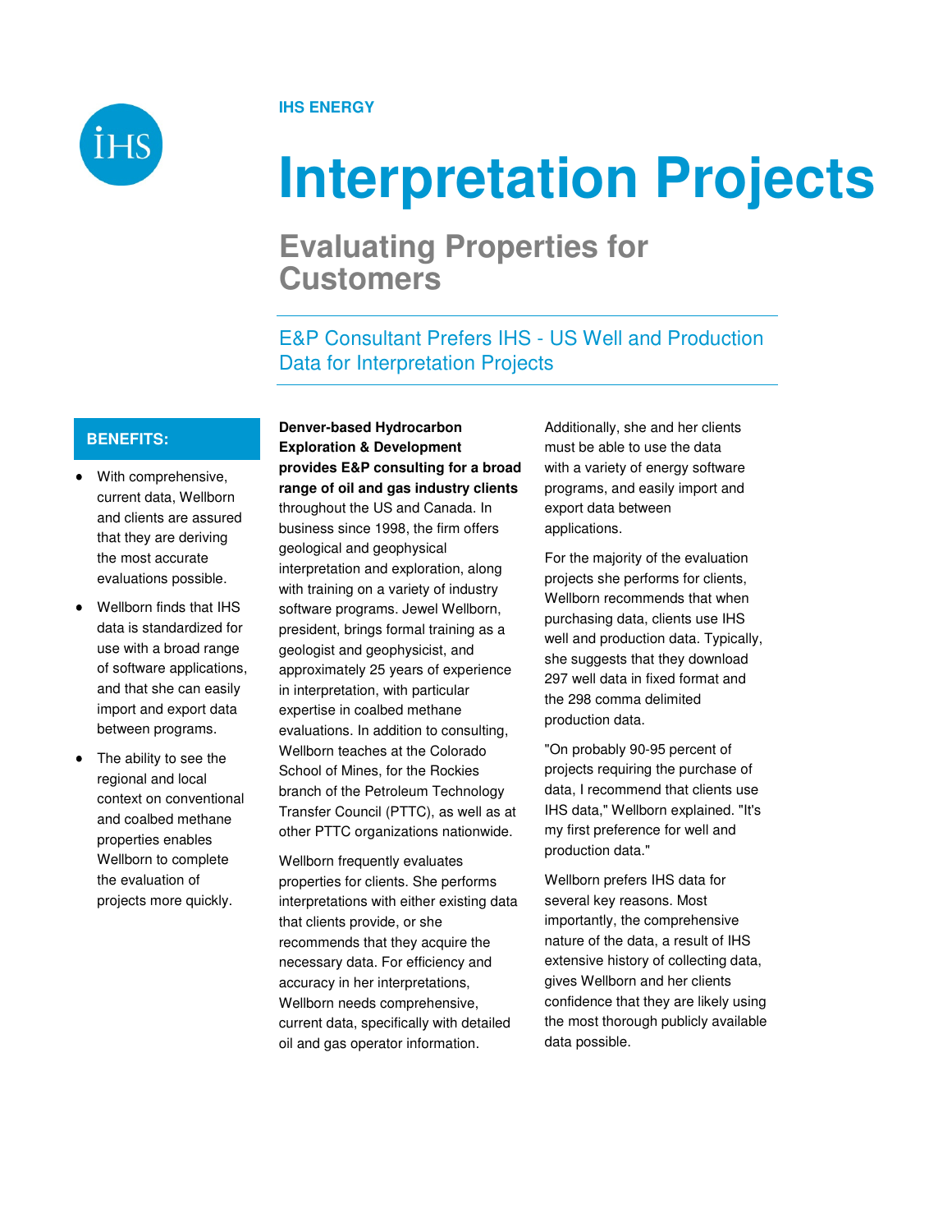IHS ENERGY

# Interpretation Projects

## Evaluating Properties for Customers

### E&P Consultant Prefers IHS - US Well and Production Data for Interpretation Projects

**BENEFITS:**

- With comprehensive, current data, Wellborn and clients are assured that they are deriving the most accurate evaluations possible.
- Wellborn finds that IHS data is standardized for use with a broad range of software applications, and that she can easily import and export data between programs.
- The ability to see the regional and local context on conventional and coalbed methane properties enables Wellborn to complete the evaluation of projects more quickly.

**Denver-based Hydrocarbon Exploration & Development provides E&P consulting for a broad range of oil and gas industry clients** throughout the US and Canada. In business since 1998, the firm offers geological and geophysical interpretation and exploration, along with training on a variety of industry software programs. Jewel Wellborn, president, brings formal training as a geologist and geophysicist, and approximately 25 years of experience in interpretation, with particular expertise in coalbed methane evaluations. In addition to consulting, Wellborn teaches at the Colorado School of Mines, for the Rockies branch of the Petroleum Technology Transfer Council (PTTC), as well as at other PTTC organizations nationwide.

Wellborn frequently evaluates properties for clients. She performs interpretations with either existing data that clients provide, or she recommends that they acquire the necessary data. For efficiency and accuracy in her interpretations, Wellborn needs comprehensive, current data, specifically with detailed oil and gas operator information.

Additionally, she and her clients must be able to use the data with a variety of energy software programs, and easily import and export data between applications.

For the majority of the evaluation projects she performs for clients, Wellborn recommends that when purchasing data, clients use IHS well and production data. Typically, she suggests that they download 297 well data in fixed format and the 298 comma delimited production data.

"On probably 90-95 percent of projects requiring the purchase of data, I recommend that clients use IHS data," Wellborn explained. "It's my first preference for well and production data."

Wellborn prefers IHS data for several key reasons. Most importantly, the comprehensive nature of the data, a result of IHS extensive history of collecting data, gives Wellborn and her clients confidence that they are likely using the most thorough publicly available data possible.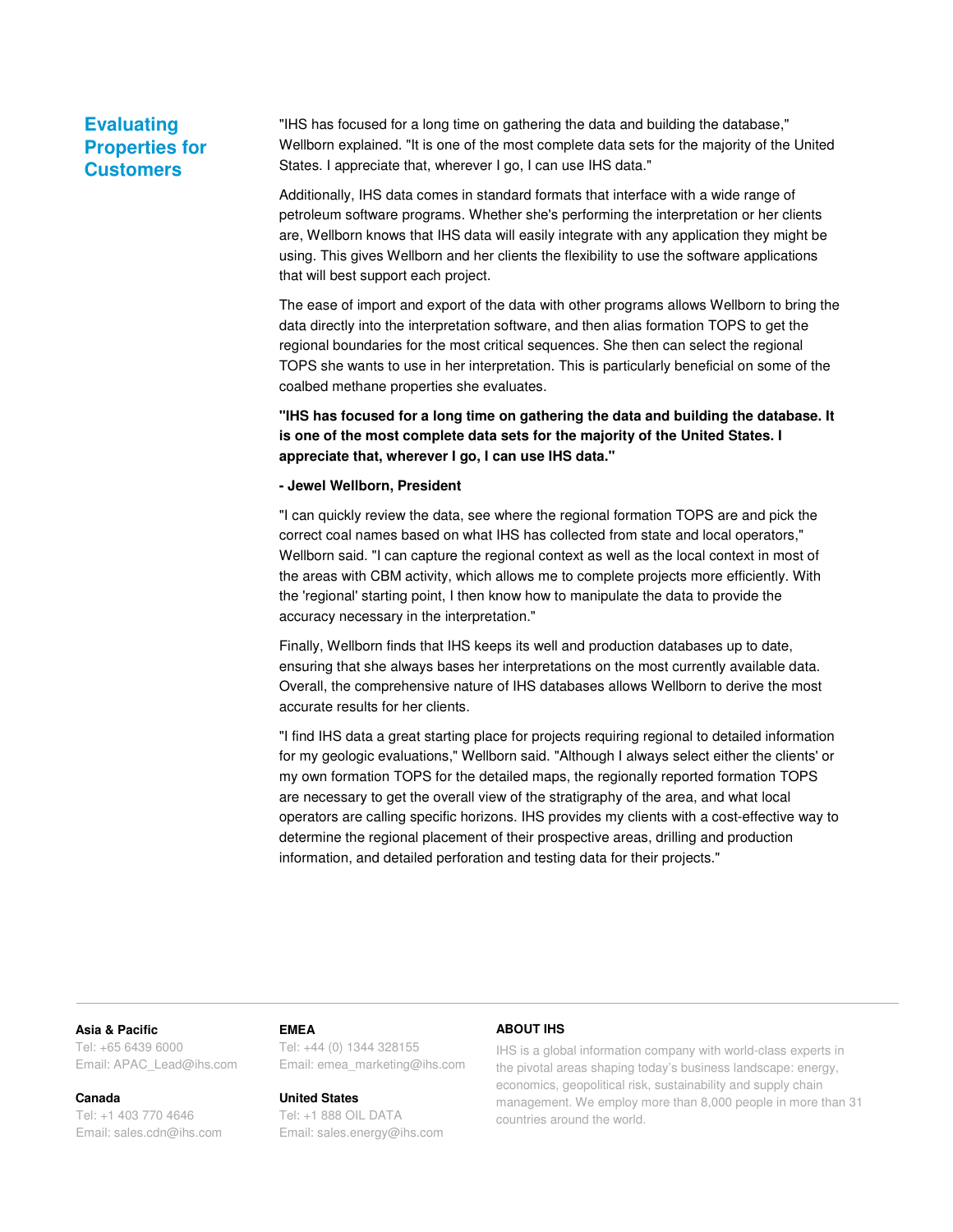## Evaluating Properties for Customers

"IHS has focused for a long time on gathering the data and building the database," Wellborn explained. "It is one of the most complete data sets for the majority of the United States. I appreciate that, wherever I go, I can use IHS data."

Additionally, IHS data comes in standard formats that interface with a wide range of petroleum software programs. Whether she's performing the interpretation or her clients are, Wellborn knows that IHS data will easily integrate with any application they might be using. This gives Wellborn and her clients the flexibility to use the software applications that will best support each project.

The ease of import and export of the data with other programs allows Wellborn to bring the data directly into the interpretation software, and then alias formation TOPS to get the regional boundaries for the most critical sequences. She then can select the regional TOPS she wants to use in her interpretation. This is particularly beneficial on some of the coalbed methane properties she evaluates.

**"IHS has focused for a long time on gathering the data and building the database. It is one of the most complete data sets for the majority of the United States. I appreciate that, wherever I go, I can use IHS data."**

**- Jewel Wellborn, President**

"I can quickly review the data, see where the regional formation TOPS are and pick the correct coal names based on what IHS has collected from state and local operators," Wellborn said. "I can capture the regional context as well as the local context in most of the areas with CBM activity, which allows me to complete projects more efficiently. With the 'regional' starting point, I then know how to manipulate the data to provide the accuracy necessary in the interpretation."

Finally, Wellborn finds that IHS keeps its well and production databases up to date, ensuring that she always bases her interpretations on the most currently available data. Overall, the comprehensive nature of IHS databases allows Wellborn to derive the most accurate results for her clients.

"I find IHS data a great starting place for projects requiring regional to detailed information for my geologic evaluations," Wellborn said. "Although I always select either the clients' or my own formation TOPS for the detailed maps, the regionally reported formation TOPS are necessary to get the overall view of the stratigraphy of the area, and what local operators are calling specific horizons. IHS provides my clients with a cost-effective way to determine the regional placement of their prospective areas, drilling and production information, and detailed perforation and testing data for their projects."

**Asia & Pacific**
Tel: +65 6439 6000
Email: APAC_Lead@ihs.com

**Canada**
Tel: +1 403 770 4646
Email: sales.cdn@ihs.com

**EMEA**
Tel: +44 (0) 1344 328155
Email: emea_marketing@ihs.com

**United States**
Tel: +1 888 OIL DATA
Email: sales.energy@ihs.com

**ABOUT IHS**

IHS is a global information company with world-class experts in the pivotal areas shaping today's business landscape: energy, economics, geopolitical risk, sustainability and supply chain management. We employ more than 8,000 people in more than 31 countries around the world.